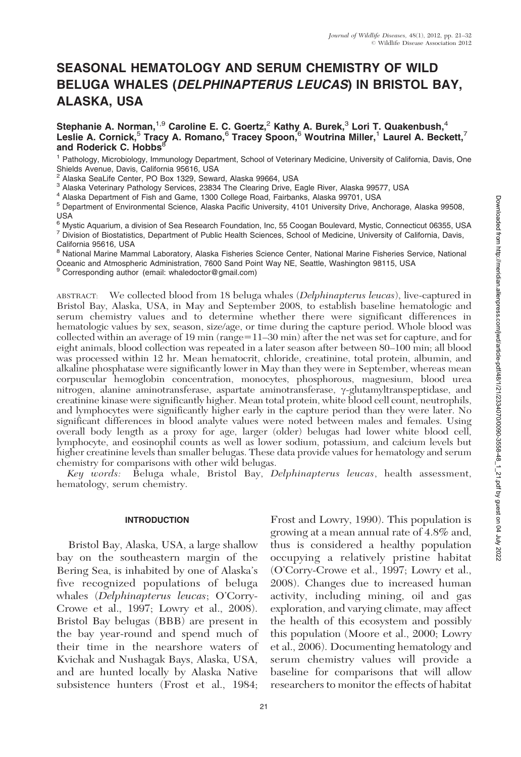# SEASONAL HEMATOLOGY AND SERUM CHEMISTRY OF WILD BELUGA WHALES (*DELPHINAPTERUS LEUCAS*) IN BRISTOL BAY, ALASKA, USA

**Stephanie A. Norman,[1,9] Caroline E. C. Goertz,[2] Kathy A. Burek,[3] Lori T. Quakenbush,[4] Leslie A. Cornick,[5] Tracy A. Romano,[6] Tracey Spoon,[6] Woutrina Miller,[1] Laurel A. Beckett,[7] and Roderick C. Hobbs[8]**

[1] Pathology, Microbiology, Immunology Department, School of Veterinary Medicine, University of California, Davis, One Shields Avenue, Davis, California 95616, USA
[2] Alaska SeaLife Center, PO Box 1329, Seward, Alaska 99664, USA
[3] Alaska Veterinary Pathology Services, 23834 The Clearing Drive, Eagle River, Alaska 99577, USA
[4] Alaska Department of Fish and Game, 1300 College Road, Fairbanks, Alaska 99701, USA
[5] Department of Environmental Science, Alaska Pacific University, 4101 University Drive, Anchorage, Alaska 99508, USA
[6] Mystic Aquarium, a division of Sea Research Foundation, Inc, 55 Coogan Boulevard, Mystic, Connecticut 06355, USA
[7] Division of Biostatistics, Department of Public Health Sciences, School of Medicine, University of California, Davis, California 95616, USA
[8] National Marine Mammal Laboratory, Alaska Fisheries Science Center, National Marine Fisheries Service, National Oceanic and Atmospheric Administration, 7600 Sand Point Way NE, Seattle, Washington 98115, USA
[9] Corresponding author (email: whaledoctor@gmail.com)

ABSTRACT: We collected blood from 18 beluga whales (*Delphinapterus leucas*), live-captured in Bristol Bay, Alaska, USA, in May and September 2008, to establish baseline hematologic and serum chemistry values and to determine whether there were significant differences in hematologic values by sex, season, size/age, or time during the capture period. Whole blood was collected within an average of 19 min (range=11–30 min) after the net was set for capture, and for eight animals, blood collection was repeated in a later season after between 80–100 min; all blood was processed within 12 hr. Mean hematocrit, chloride, creatinine, total protein, albumin, and alkaline phosphatase were significantly lower in May than they were in September, whereas mean corpuscular hemoglobin concentration, monocytes, phosphorous, magnesium, blood urea nitrogen, alanine aminotransferase, aspartate aminotransferase, γ-glutamyltranspeptidase, and creatinine kinase were significantly higher. Mean total protein, white blood cell count, neutrophils, and lymphocytes were significantly higher early in the capture period than they were later. No significant differences in blood analyte values were noted between males and females. Using overall body length as a proxy for age, larger (older) belugas had lower white blood cell, lymphocyte, and eosinophil counts as well as lower sodium, potassium, and calcium levels but higher creatinine levels than smaller belugas. These data provide values for hematology and serum chemistry for comparisons with other wild belugas.

*Key words:* Beluga whale, Bristol Bay, *Delphinapterus leucas*, health assessment, hematology, serum chemistry.

## INTRODUCTION

Bristol Bay, Alaska, USA, a large shallow bay on the southeastern margin of the Bering Sea, is inhabited by one of Alaska's five recognized populations of beluga whales (*Delphinapterus leucas*; O'Corry-Crowe et al., 1997; Lowry et al., 2008). Bristol Bay belugas (BBB) are present in the bay year-round and spend much of their time in the nearshore waters of Kvichak and Nushagak Bays, Alaska, USA, and are hunted locally by Alaska Native subsistence hunters (Frost et al., 1984; Frost and Lowry, 1990). This population is growing at a mean annual rate of 4.8% and, thus is considered a healthy population occupying a relatively pristine habitat (O'Corry-Crowe et al., 1997; Lowry et al., 2008). Changes due to increased human activity, including mining, oil and gas exploration, and varying climate, may affect the health of this ecosystem and possibly this population (Moore et al., 2000; Lowry et al., 2006). Documenting hematology and serum chemistry values will provide a baseline for comparisons that will allow researchers to monitor the effects of habitat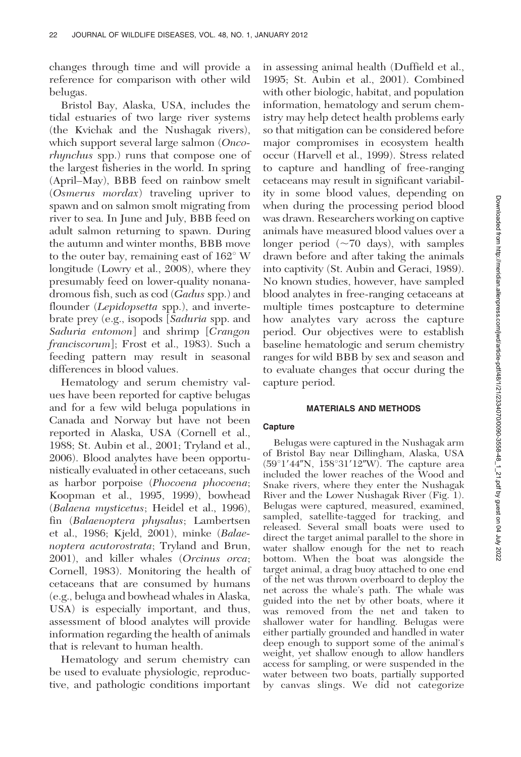changes through time and will provide a reference for comparison with other wild belugas.

Bristol Bay, Alaska, USA, includes the tidal estuaries of two large river systems (the Kvichak and the Nushagak rivers), which support several large salmon (*Oncorhynchus* spp.) runs that compose one of the largest fisheries in the world. In spring (April–May), BBB feed on rainbow smelt (*Osmerus mordax*) traveling upriver to spawn and on salmon smolt migrating from river to sea. In June and July, BBB feed on adult salmon returning to spawn. During the autumn and winter months, BBB move to the outer bay, remaining east of 162° W longitude (Lowry et al., 2008), where they presumably feed on lower-quality nonanadromous fish, such as cod (*Gadus* spp.) and flounder (*Lepidopsetta* spp.), and invertebrate prey (e.g., isopods [*Saduria* spp. and *Saduria entomon*] and shrimp [*Crangon franciscorum*]; Frost et al., 1983). Such a feeding pattern may result in seasonal differences in blood values.

Hematology and serum chemistry values have been reported for captive belugas and for a few wild beluga populations in Canada and Norway but have not been reported in Alaska, USA (Cornell et al., 1988; St. Aubin et al., 2001; Tryland et al., 2006). Blood analytes have been opportunistically evaluated in other cetaceans, such as harbor porpoise (*Phocoena phocoena*; Koopman et al., 1995, 1999), bowhead (*Balaena mysticetus*; Heidel et al., 1996), fin (*Balaenoptera physalus*; Lambertsen et al., 1986; Kjeld, 2001), minke (*Balaenoptera acutorostrata*; Tryland and Brun, 2001), and killer whales (*Orcinus orca*; Cornell, 1983). Monitoring the health of cetaceans that are consumed by humans (e.g., beluga and bowhead whales in Alaska, USA) is especially important, and thus, assessment of blood analytes will provide information regarding the health of animals that is relevant to human health.

Hematology and serum chemistry can be used to evaluate physiologic, reproductive, and pathologic conditions important in assessing animal health (Duffield et al., 1995; St. Aubin et al., 2001). Combined with other biologic, habitat, and population information, hematology and serum chemistry may help detect health problems early so that mitigation can be considered before major compromises in ecosystem health occur (Harvell et al., 1999). Stress related to capture and handling of free-ranging cetaceans may result in significant variability in some blood values, depending on when during the processing period blood was drawn. Researchers working on captive animals have measured blood values over a longer period (~70 days), with samples drawn before and after taking the animals into captivity (St. Aubin and Geraci, 1989). No known studies, however, have sampled blood analytes in free-ranging cetaceans at multiple times postcapture to determine how analytes vary across the capture period. Our objectives were to establish baseline hematologic and serum chemistry ranges for wild BBB by sex and season and to evaluate changes that occur during the capture period.

## MATERIALS AND METHODS

### Capture

Belugas were captured in the Nushagak arm of Bristol Bay near Dillingham, Alaska, USA (59°1′44″N, 158°31′12″W). The capture area included the lower reaches of the Wood and Snake rivers, where they enter the Nushagak River and the Lower Nushagak River (Fig. 1). Belugas were captured, measured, examined, sampled, satellite-tagged for tracking, and released. Several small boats were used to direct the target animal parallel to the shore in water shallow enough for the net to reach bottom. When the boat was alongside the target animal, a drag buoy attached to one end of the net was thrown overboard to deploy the net across the whale's path. The whale was guided into the net by other boats, where it was removed from the net and taken to shallower water for handling. Belugas were either partially grounded and handled in water deep enough to support some of the animal's weight, yet shallow enough to allow handlers access for sampling, or were suspended in the water between two boats, partially supported by canvas slings. We did not categorize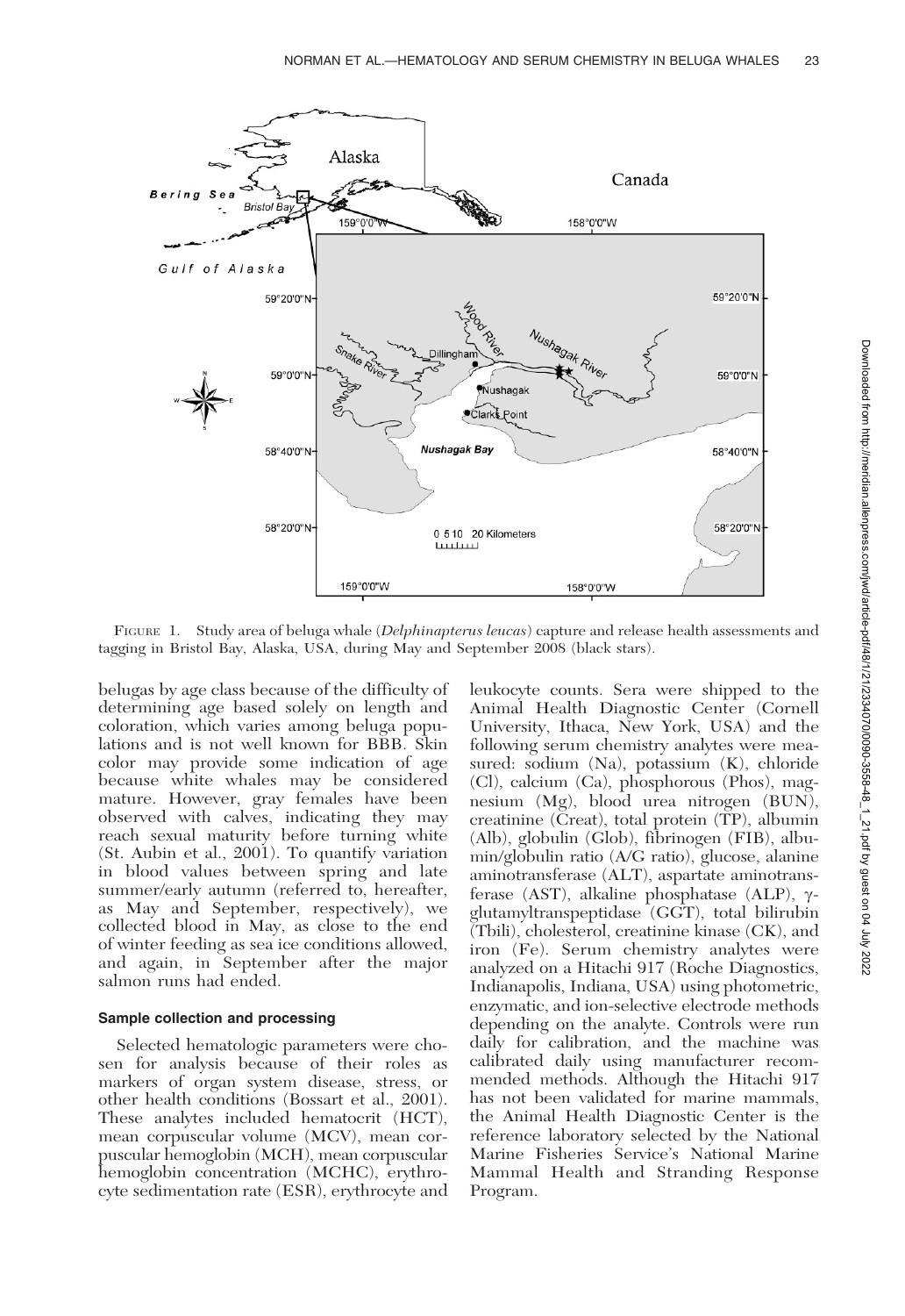FIGURE 1. Study area of beluga whale (*Delphinapterus leucas*) capture and release health assessments and tagging in Bristol Bay, Alaska, USA, during May and September 2008 (black stars).

belugas by age class because of the difficulty of determining age based solely on length and coloration, which varies among beluga populations and is not well known for BBB. Skin color may provide some indication of age because white whales may be considered mature. However, gray females have been observed with calves, indicating they may reach sexual maturity before turning white (St. Aubin et al., 2001). To quantify variation in blood values between spring and late summer/early autumn (referred to, hereafter, as May and September, respectively), we collected blood in May, as close to the end of winter feeding as sea ice conditions allowed, and again, in September after the major salmon runs had ended.

### Sample collection and processing

Selected hematologic parameters were chosen for analysis because of their roles as markers of organ system disease, stress, or other health conditions (Bossart et al., 2001). These analytes included hematocrit (HCT), mean corpuscular volume (MCV), mean corpuscular hemoglobin (MCH), mean corpuscular hemoglobin concentration (MCHC), erythrocyte sedimentation rate (ESR), erythrocyte and leukocyte counts. Sera were shipped to the Animal Health Diagnostic Center (Cornell University, Ithaca, New York, USA) and the following serum chemistry analytes were measured: sodium (Na), potassium (K), chloride (Cl), calcium (Ca), phosphorous (Phos), magnesium (Mg), blood urea nitrogen (BUN), creatinine (Creat), total protein (TP), albumin (Alb), globulin (Glob), fibrinogen (FIB), albumin/globulin ratio (A/G ratio), glucose, alanine aminotransferase (ALT), aspartate aminotransferase (AST), alkaline phosphatase (ALP), γ-glutamyltranspeptidase (GGT), total bilirubin (Tbili), cholesterol, creatinine kinase (CK), and iron (Fe). Serum chemistry analytes were analyzed on a Hitachi 917 (Roche Diagnostics, Indianapolis, Indiana, USA) using photometric, enzymatic, and ion-selective electrode methods depending on the analyte. Controls were run daily for calibration, and the machine was calibrated daily using manufacturer recommended methods. Although the Hitachi 917 has not been validated for marine mammals, the Animal Health Diagnostic Center is the reference laboratory selected by the National Marine Fisheries Service's National Marine Mammal Health and Stranding Response Program.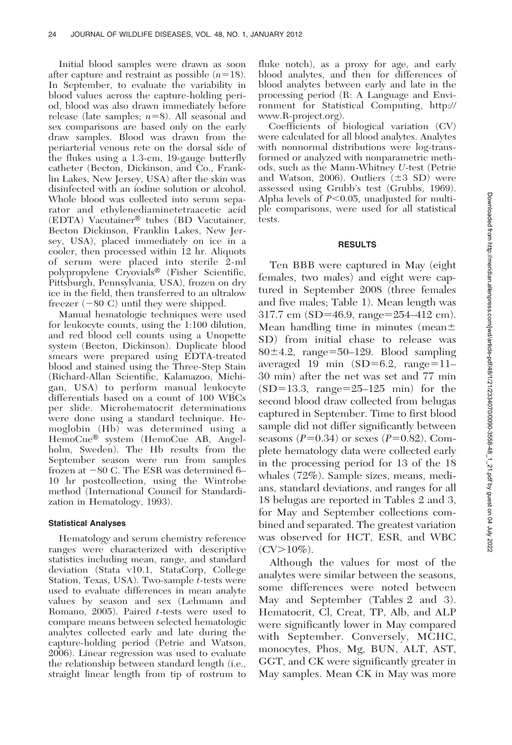Initial blood samples were drawn as soon after capture and restraint as possible ($n$=18). In September, to evaluate the variability in blood values across the capture-holding period, blood was also drawn immediately before release (late samples; $n$=8). All seasonal and sex comparisons are based only on the early draw samples. Blood was drawn from the periarterial venous rete on the dorsal side of the flukes using a 1.3-cm, 19-gauge butterfly catheter (Becton, Dickinson, and Co., Franklin Lakes, New Jersey, USA) after the skin was disinfected with an iodine solution or alcohol. Whole blood was collected into serum separator and ethylenediaminetetraacetic acid (EDTA) Vacutainer® tubes (BD Vacutainer, Becton Dickinson, Franklin Lakes, New Jersey, USA), placed immediately on ice in a cooler, then processed within 12 hr. Aliquots of serum were placed into sterile 2-ml polypropylene Cryovials® (Fisher Scientific, Pittsburgh, Pennsylvania, USA), frozen on dry ice in the field, then transferred to an ultralow freezer (−80 C) until they were shipped.

Manual hematologic techniques were used for leukocyte counts, using the 1:100 dilution, and red blood cell counts using a Unopette system (Becton, Dickinson). Duplicate blood smears were prepared using EDTA-treated blood and stained using the Three-Step Stain (Richard-Allan Scientific, Kalamazoo, Michigan, USA) to perform manual leukocyte differentials based on a count of 100 WBCs per slide. Microhematocrit determinations were done using a standard technique. Hemoglobin (Hb) was determined using a HemoCue® system (HemoCue AB, Angelholm, Sweden). The Hb results from the September season were run from samples frozen at −80 C. The ESR was determined 6–10 hr postcollection, using the Wintrobe method (International Council for Standardization in Hematology, 1993).

### Statistical Analyses

Hematology and serum chemistry reference ranges were characterized with descriptive statistics including mean, range, and standard deviation (Stata v10.1, StataCorp, College Station, Texas, USA). Two-sample $t$-tests were used to evaluate differences in mean analyte values by season and sex (Lehmann and Romano, 2005). Paired $t$-tests were used to compare means between selected hematologic analytes collected early and late during the capture-holding period (Petrie and Watson, 2006). Linear regression was used to evaluate the relationship between standard length (i.e., straight linear length from tip of rostrum to fluke notch), as a proxy for age, and early blood analytes, and then for differences of blood analytes between early and late in the processing period (R: A Language and Environment for Statistical Computing, http://www.R-project.org).

Coefficients of biological variation (CV) were calculated for all blood analytes. Analytes with nonnormal distributions were log-transformed or analyzed with nonparametric methods, such as the Mann-Whitney $U$-test (Petrie and Watson, 2006). Outliers (±3 SD) were assessed using Grubb's test (Grubbs, 1969). Alpha levels of $P<0.05$, unadjusted for multiple comparisons, were used for all statistical tests.

## RESULTS

Ten BBB were captured in May (eight females, two males) and eight were captured in September 2008 (three females and five males; Table 1). Mean length was 317.7 cm (SD=46.9, range=254–412 cm). Mean handling time in minutes (mean± SD) from initial chase to release was 80±4.2, range=50–129. Blood sampling averaged 19 min (SD=6.2, range=11–30 min) after the net was set and 77 min (SD=13.3, range=25–125 min) for the second blood draw collected from belugas captured in September. Time to first blood sample did not differ significantly between seasons ($P$=0.34) or sexes ($P$=0.82). Complete hematology data were collected early in the processing period for 13 of the 18 whales (72%). Sample sizes, means, medians, standard deviations, and ranges for all 18 belugas are reported in Tables 2 and 3, for May and September collections combined and separated. The greatest variation was observed for HCT, ESR, and WBC (CV>10%).

Although the values for most of the analytes were similar between the seasons, some differences were noted between May and September (Tables 2 and 3). Hematocrit, Cl, Creat, TP, Alb, and ALP were significantly lower in May compared with September. Conversely, MCHC, monocytes, Phos, Mg, BUN, ALT, AST, GGT, and CK were significantly greater in May samples. Mean CK in May was more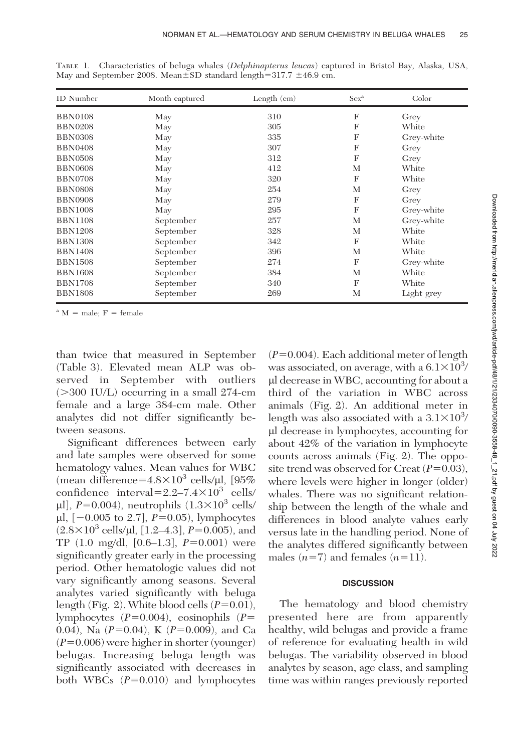TABLE 1. Characteristics of beluga whales (*Delphinapterus leucas*) captured in Bristol Bay, Alaska, USA, May and September 2008. Mean±SD standard length=317.7 ±46.9 cm.

| ID Number | Month captured | Length (cm) | Sex[a] | Color |
|---|---|---|---|---|
| BBN0108 | May | 310 | F | Grey |
| BBN0208 | May | 305 | F | White |
| BBN0308 | May | 335 | F | Grey-white |
| BBN0408 | May | 307 | F | Grey |
| BBN0508 | May | 312 | F | Grey |
| BBN0608 | May | 412 | M | White |
| BBN0708 | May | 320 | F | White |
| BBN0808 | May | 254 | M | Grey |
| BBN0908 | May | 279 | F | Grey |
| BBN1008 | May | 295 | F | Grey-white |
| BBN1108 | September | 257 | M | Grey-white |
| BBN1208 | September | 328 | M | White |
| BBN1308 | September | 342 | F | White |
| BBN1408 | September | 396 | M | White |
| BBN1508 | September | 274 | F | Grey-white |
| BBN1608 | September | 384 | M | White |
| BBN1708 | September | 340 | F | White |
| BBN1808 | September | 269 | M | Light grey |

[a] M = male; F = female

than twice that measured in September (Table 3). Elevated mean ALP was observed in September with outliers (>300 IU/L) occurring in a small 274-cm female and a large 384-cm male. Other analytes did not differ significantly between seasons.

Significant differences between early and late samples were observed for some hematology values. Mean values for WBC (mean difference=$4.8\times10^3$ cells/μl, [95% confidence interval=2.2–$7.4\times10^3$ cells/μl], $P$=0.004), neutrophils ($1.3\times10^3$ cells/μl, [−0.005 to 2.7], $P$=0.05), lymphocytes ($2.8\times10^3$ cells/μl, [1.2–4.3], $P$=0.005), and TP (1.0 mg/dl, [0.6–1.3], $P$=0.001) were significantly greater early in the processing period. Other hematologic values did not vary significantly among seasons. Several analytes varied significantly with beluga length (Fig. 2). White blood cells ($P$=0.01), lymphocytes ($P$=0.004), eosinophils ($P$=0.04), Na ($P$=0.04), K ($P$=0.009), and Ca ($P$=0.006) were higher in shorter (younger) belugas. Increasing beluga length was significantly associated with decreases in both WBCs ($P$=0.010) and lymphocytes ($P$=0.004). Each additional meter of length was associated, on average, with a $6.1\times10^3$/μl decrease in WBC, accounting for about a third of the variation in WBC across animals (Fig. 2). An additional meter in length was also associated with a $3.1\times10^3$/μl decrease in lymphocytes, accounting for about 42% of the variation in lymphocyte counts across animals (Fig. 2). The opposite trend was observed for Creat ($P$=0.03), where levels were higher in longer (older) whales. There was no significant relationship between the length of the whale and differences in blood analyte values early versus late in the handling period. None of the analytes differed significantly between males ($n$=7) and females ($n$=11).

## DISCUSSION

The hematology and blood chemistry presented here are from apparently healthy, wild belugas and provide a frame of reference for evaluating health in wild belugas. The variability observed in blood analytes by season, age class, and sampling time was within ranges previously reported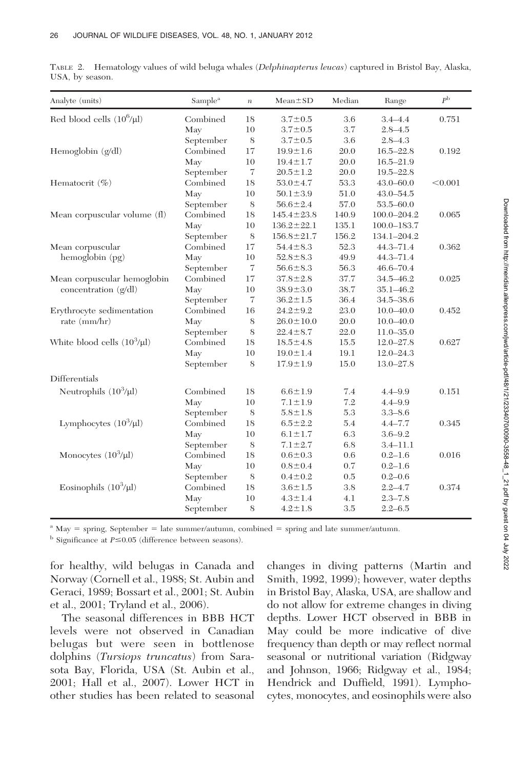TABLE 2. Hematology values of wild beluga whales (*Delphinapterus leucas*) captured in Bristol Bay, Alaska, USA, by season.

| Analyte (units) | Sample[a] | $n$ | Mean±SD | Median | Range | $P$[b] |
|---|---|---|---|---|---|---|
| Red blood cells ($10^6$/µl) | Combined | 18 | 3.7±0.5 | 3.6 | 3.4–4.4 | 0.751 |
| | May | 10 | 3.7±0.5 | 3.7 | 2.8–4.5 | |
| | September | 8 | 3.7±0.5 | 3.6 | 2.8–4.3 | |
| Hemoglobin (g/dl) | Combined | 17 | 19.9±1.6 | 20.0 | 16.5–22.8 | 0.192 |
| | May | 10 | 19.4±1.7 | 20.0 | 16.5–21.9 | |
| | September | 7 | 20.5±1.2 | 20.0 | 19.5–22.8 | |
| Hematocrit (%) | Combined | 18 | 53.0±4.7 | 53.3 | 43.0–60.0 | <0.001 |
| | May | 10 | 50.1±3.9 | 51.0 | 43.0–54.5 | |
| | September | 8 | 56.6±2.4 | 57.0 | 53.5–60.0 | |
| Mean corpuscular volume (fl) | Combined | 18 | 145.4±23.8 | 140.9 | 100.0–204.2 | 0.065 |
| | May | 10 | 136.2±22.1 | 135.1 | 100.0–183.7 | |
| | September | 8 | 156.8±21.7 | 156.2 | 134.1–204.2 | |
| Mean corpuscular hemoglobin (pg) | Combined | 17 | 54.4±8.3 | 52.3 | 44.3–71.4 | 0.362 |
| | May | 10 | 52.8±8.3 | 49.9 | 44.3–71.4 | |
| | September | 7 | 56.6±8.3 | 56.3 | 46.6–70.4 | |
| Mean corpuscular hemoglobin concentration (g/dl) | Combined | 17 | 37.8±2.8 | 37.7 | 34.5–46.2 | 0.025 |
| | May | 10 | 38.9±3.0 | 38.7 | 35.1–46.2 | |
| | September | 7 | 36.2±1.5 | 36.4 | 34.5–38.6 | |
| Erythrocyte sedimentation rate (mm/hr) | Combined | 16 | 24.2±9.2 | 23.0 | 10.0–40.0 | 0.452 |
| | May | 8 | 26.0±10.0 | 20.0 | 10.0–40.0 | |
| | September | 8 | 22.4±8.7 | 22.0 | 11.0–35.0 | |
| White blood cells ($10^3$/µl) | Combined | 18 | 18.5±4.8 | 15.5 | 12.0–27.8 | 0.627 |
| | May | 10 | 19.0±1.4 | 19.1 | 12.0–24.3 | |
| | September | 8 | 17.9±1.9 | 15.0 | 13.0–27.8 | |
| Differentials | | | | | | |
| Neutrophils ($10^3$/µl) | Combined | 18 | 6.6±1.9 | 7.4 | 4.4–9.9 | 0.151 |
| | May | 10 | 7.1±1.9 | 7.2 | 4.4–9.9 | |
| | September | 8 | 5.8±1.8 | 5.3 | 3.3–8.6 | |
| Lymphocytes ($10^3$/µl) | Combined | 18 | 6.5±2.2 | 5.4 | 4.4–7.7 | 0.345 |
| | May | 10 | 6.1±1.7 | 6.3 | 3.6–9.2 | |
| | September | 8 | 7.1±2.7 | 6.8 | 3.4–11.1 | |
| Monocytes ($10^3$/µl) | Combined | 18 | 0.6±0.3 | 0.6 | 0.2–1.6 | 0.016 |
| | May | 10 | 0.8±0.4 | 0.7 | 0.2–1.6 | |
| | September | 8 | 0.4±0.2 | 0.5 | 0.2–0.6 | |
| Eosinophils ($10^3$/µl) | Combined | 18 | 3.6±1.5 | 3.8 | 2.2–4.7 | 0.374 |
| | May | 10 | 4.3±1.4 | 4.1 | 2.3–7.8 | |
| | September | 8 | 4.2±1.8 | 3.5 | 2.2–6.5 | |

[a] May = spring, September = late summer/autumn, combined = spring and late summer/autumn.

[b] Significance at $P \leq 0.05$ (difference between seasons).

for healthy, wild belugas in Canada and Norway (Cornell et al., 1988; St. Aubin and Geraci, 1989; Bossart et al., 2001; St. Aubin et al., 2001; Tryland et al., 2006).

The seasonal differences in BBB HCT levels were not observed in Canadian belugas but were seen in bottlenose dolphins (*Tursiops truncatus*) from Sarasota Bay, Florida, USA (St. Aubin et al., 2001; Hall et al., 2007). Lower HCT in other studies has been related to seasonal changes in diving patterns (Martin and Smith, 1992, 1999); however, water depths in Bristol Bay, Alaska, USA, are shallow and do not allow for extreme changes in diving depths. Lower HCT observed in BBB in May could be more indicative of dive frequency than depth or may reflect normal seasonal or nutritional variation (Ridgway and Johnson, 1966; Ridgway et al., 1984; Hendrick and Duffield, 1991). Lymphocytes, monocytes, and eosinophils were also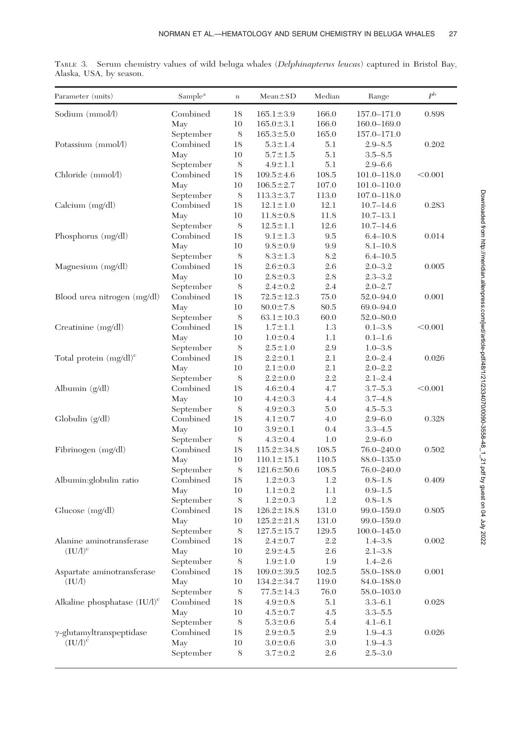TABLE 3. Serum chemistry values of wild beluga whales (*Delphinapterus leucas*) captured in Bristol Bay, Alaska, USA, by season.

| Parameter (units) | Sample[a] | $n$ | Mean±SD | Median | Range | $P$[b] |
|---|---|---|---|---|---|---|
| Sodium (mmol/l) | Combined | 18 | 165.1±3.9 | 166.0 | 157.0–171.0 | 0.898 |
| | May | 10 | 165.0±3.1 | 166.0 | 160.0–169.0 | |
| | September | 8 | 165.3±5.0 | 165.0 | 157.0–171.0 | |
| Potassium (mmol/l) | Combined | 18 | 5.3±1.4 | 5.1 | 2.9–8.5 | 0.202 |
| | May | 10 | 5.7±1.5 | 5.1 | 3.5–8.5 | |
| | September | 8 | 4.9±1.1 | 5.1 | 2.9–6.6 | |
| Chloride (mmol/l) | Combined | 18 | 109.5±4.6 | 108.5 | 101.0–118.0 | <0.001 |
| | May | 10 | 106.5±2.7 | 107.0 | 101.0–110.0 | |
| | September | 8 | 113.3±3.7 | 113.0 | 107.0–118.0 | |
| Calcium (mg/dl) | Combined | 18 | 12.1±1.0 | 12.1 | 10.7–14.6 | 0.283 |
| | May | 10 | 11.8±0.8 | 11.8 | 10.7–13.1 | |
| | September | 8 | 12.5±1.1 | 12.6 | 10.7–14.6 | |
| Phosphorus (mg/dl) | Combined | 18 | 9.1±1.3 | 9.5 | 6.4–10.8 | 0.014 |
| | May | 10 | 9.8±0.9 | 9.9 | 8.1–10.8 | |
| | September | 8 | 8.3±1.3 | 8.2 | 6.4–10.5 | |
| Magnesium (mg/dl) | Combined | 18 | 2.6±0.3 | 2.6 | 2.0–3.2 | 0.005 |
| | May | 10 | 2.8±0.3 | 2.8 | 2.3–3.2 | |
| | September | 8 | 2.4±0.2 | 2.4 | 2.0–2.7 | |
| Blood urea nitrogen (mg/dl) | Combined | 18 | 72.5±12.3 | 75.0 | 52.0–94.0 | 0.001 |
| | May | 10 | 80.0±7.8 | 80.5 | 69.0–94.0 | |
| | September | 8 | 63.1±10.3 | 60.0 | 52.0–80.0 | |
| Creatinine (mg/dl) | Combined | 18 | 1.7±1.1 | 1.3 | 0.1–3.8 | <0.001 |
| | May | 10 | 1.0±0.4 | 1.1 | 0.1–1.6 | |
| | September | 8 | 2.5±1.0 | 2.9 | 1.0–3.8 | |
| Total protein (mg/dl)[c] | Combined | 18 | 2.2±0.1 | 2.1 | 2.0–2.4 | 0.026 |
| | May | 10 | 2.1±0.0 | 2.1 | 2.0–2.2 | |
| | September | 8 | 2.2±0.0 | 2.2 | 2.1–2.4 | |
| Albumin (g/dl) | Combined | 18 | 4.6±0.4 | 4.7 | 3.7–5.3 | <0.001 |
| | May | 10 | 4.4±0.3 | 4.4 | 3.7–4.8 | |
| | September | 8 | 4.9±0.3 | 5.0 | 4.5–5.3 | |
| Globulin (g/dl) | Combined | 18 | 4.1±0.7 | 4.0 | 2.9–6.0 | 0.328 |
| | May | 10 | 3.9±0.1 | 0.4 | 3.3–4.5 | |
| | September | 8 | 4.3±0.4 | 1.0 | 2.9–6.0 | |
| Fibrinogen (mg/dl) | Combined | 18 | 115.2±34.8 | 108.5 | 76.0–240.0 | 0.502 |
| | May | 10 | 110.1±15.1 | 110.5 | 88.0–135.0 | |
| | September | 8 | 121.6±50.6 | 108.5 | 76.0–240.0 | |
| Albumin:globulin ratio | Combined | 18 | 1.2±0.3 | 1.2 | 0.8–1.8 | 0.409 |
| | May | 10 | 1.1±0.2 | 1.1 | 0.9–1.5 | |
| | September | 8 | 1.2±0.3 | 1.2 | 0.8–1.8 | |
| Glucose (mg/dl) | Combined | 18 | 126.2±18.8 | 131.0 | 99.0–159.0 | 0.805 |
| | May | 10 | 125.2±21.8 | 131.0 | 99.0–159.0 | |
| | September | 8 | 127.5±15.7 | 129.5 | 100.0–145.0 | |
| Alanine aminotransferase (IU/l)[c] | Combined | 18 | 2.4±0.7 | 2.2 | 1.4–3.8 | 0.002 |
| | May | 10 | 2.9±4.5 | 2.6 | 2.1–3.8 | |
| | September | 8 | 1.9±1.0 | 1.9 | 1.4–2.6 | |
| Aspartate aminotransferase (IU/l) | Combined | 18 | 109.0±39.5 | 102.5 | 58.0–188.0 | 0.001 |
| | May | 10 | 134.2±34.7 | 119.0 | 84.0–188.0 | |
| | September | 8 | 77.5±14.3 | 76.0 | 58.0–103.0 | |
| Alkaline phosphatase (IU/l)[c] | Combined | 18 | 4.9±0.8 | 5.1 | 3.3–6.1 | 0.028 |
| | May | 10 | 4.5±0.7 | 4.5 | 3.3–5.5 | |
| | September | 8 | 5.3±0.6 | 5.4 | 4.1–6.1 | |
| γ-glutamyltranspeptidase (IU/l)[c] | Combined | 18 | 2.9±0.5 | 2.9 | 1.9–4.3 | 0.026 |
| | May | 10 | 3.0±0.6 | 3.0 | 1.9–4.3 | |
| | September | 8 | 3.7±0.2 | 2.6 | 2.5–3.0 | |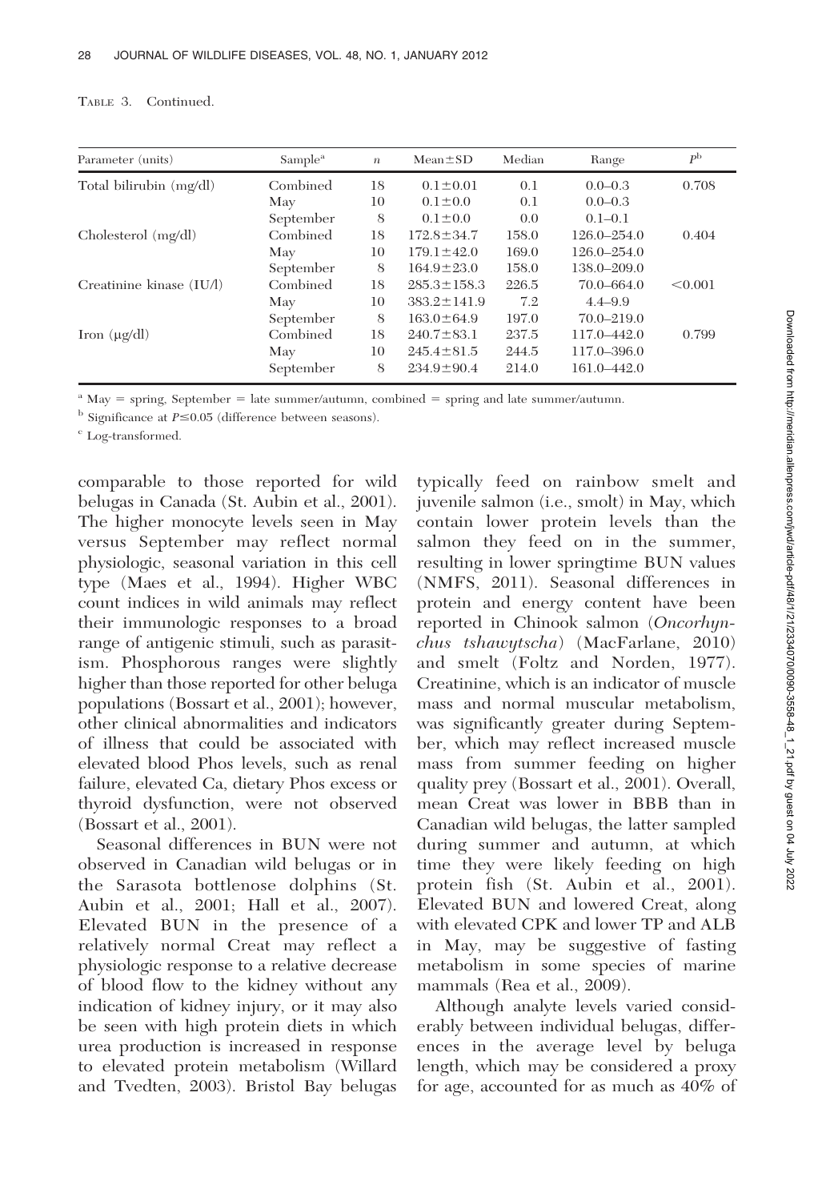TABLE 3. Continued.

| Parameter (units) | Sample[a] | $n$ | Mean±SD | Median | Range | $P$[b] |
|---|---|---|---|---|---|---|
| Total bilirubin (mg/dl) | Combined | 18 | 0.1±0.01 | 0.1 | 0.0–0.3 | 0.708 |
| | May | 10 | 0.1±0.0 | 0.1 | 0.0–0.3 | |
| | September | 8 | 0.1±0.0 | 0.0 | 0.1–0.1 | |
| Cholesterol (mg/dl) | Combined | 18 | 172.8±34.7 | 158.0 | 126.0–254.0 | 0.404 |
| | May | 10 | 179.1±42.0 | 169.0 | 126.0–254.0 | |
| | September | 8 | 164.9±23.0 | 158.0 | 138.0–209.0 | |
| Creatinine kinase (IU/l) | Combined | 18 | 285.3±158.3 | 226.5 | 70.0–664.0 | <0.001 |
| | May | 10 | 383.2±141.9 | 7.2 | 4.4–9.9 | |
| | September | 8 | 163.0±64.9 | 197.0 | 70.0–219.0 | |
| Iron (μg/dl) | Combined | 18 | 240.7±83.1 | 237.5 | 117.0–442.0 | 0.799 |
| | May | 10 | 245.4±81.5 | 244.5 | 117.0–396.0 | |
| | September | 8 | 234.9±90.4 | 214.0 | 161.0–442.0 | |

[a] May = spring, September = late summer/autumn, combined = spring and late summer/autumn.

[b] Significance at $P \leq 0.05$ (difference between seasons).

[c] Log-transformed.

comparable to those reported for wild belugas in Canada (St. Aubin et al., 2001). The higher monocyte levels seen in May versus September may reflect normal physiologic, seasonal variation in this cell type (Maes et al., 1994). Higher WBC count indices in wild animals may reflect their immunologic responses to a broad range of antigenic stimuli, such as parasitism. Phosphorous ranges were slightly higher than those reported for other beluga populations (Bossart et al., 2001); however, other clinical abnormalities and indicators of illness that could be associated with elevated blood Phos levels, such as renal failure, elevated Ca, dietary Phos excess or thyroid dysfunction, were not observed (Bossart et al., 2001).

Seasonal differences in BUN were not observed in Canadian wild belugas or in the Sarasota bottlenose dolphins (St. Aubin et al., 2001; Hall et al., 2007). Elevated BUN in the presence of a relatively normal Creat may reflect a physiologic response to a relative decrease of blood flow to the kidney without any indication of kidney injury, or it may also be seen with high protein diets in which urea production is increased in response to elevated protein metabolism (Willard and Tvedten, 2003). Bristol Bay belugas typically feed on rainbow smelt and juvenile salmon (i.e., smolt) in May, which contain lower protein levels than the salmon they feed on in the summer, resulting in lower springtime BUN values (NMFS, 2011). Seasonal differences in protein and energy content have been reported in Chinook salmon (*Oncorhynchus tshawytscha*) (MacFarlane, 2010) and smelt (Foltz and Norden, 1977). Creatinine, which is an indicator of muscle mass and normal muscular metabolism, was significantly greater during September, which may reflect increased muscle mass from summer feeding on higher quality prey (Bossart et al., 2001). Overall, mean Creat was lower in BBB than in Canadian wild belugas, the latter sampled during summer and autumn, at which time they were likely feeding on high protein fish (St. Aubin et al., 2001). Elevated BUN and lowered Creat, along with elevated CPK and lower TP and ALB in May, may be suggestive of fasting metabolism in some species of marine mammals (Rea et al., 2009).

Although analyte levels varied considerably between individual belugas, differences in the average level by beluga length, which may be considered a proxy for age, accounted for as much as 40% of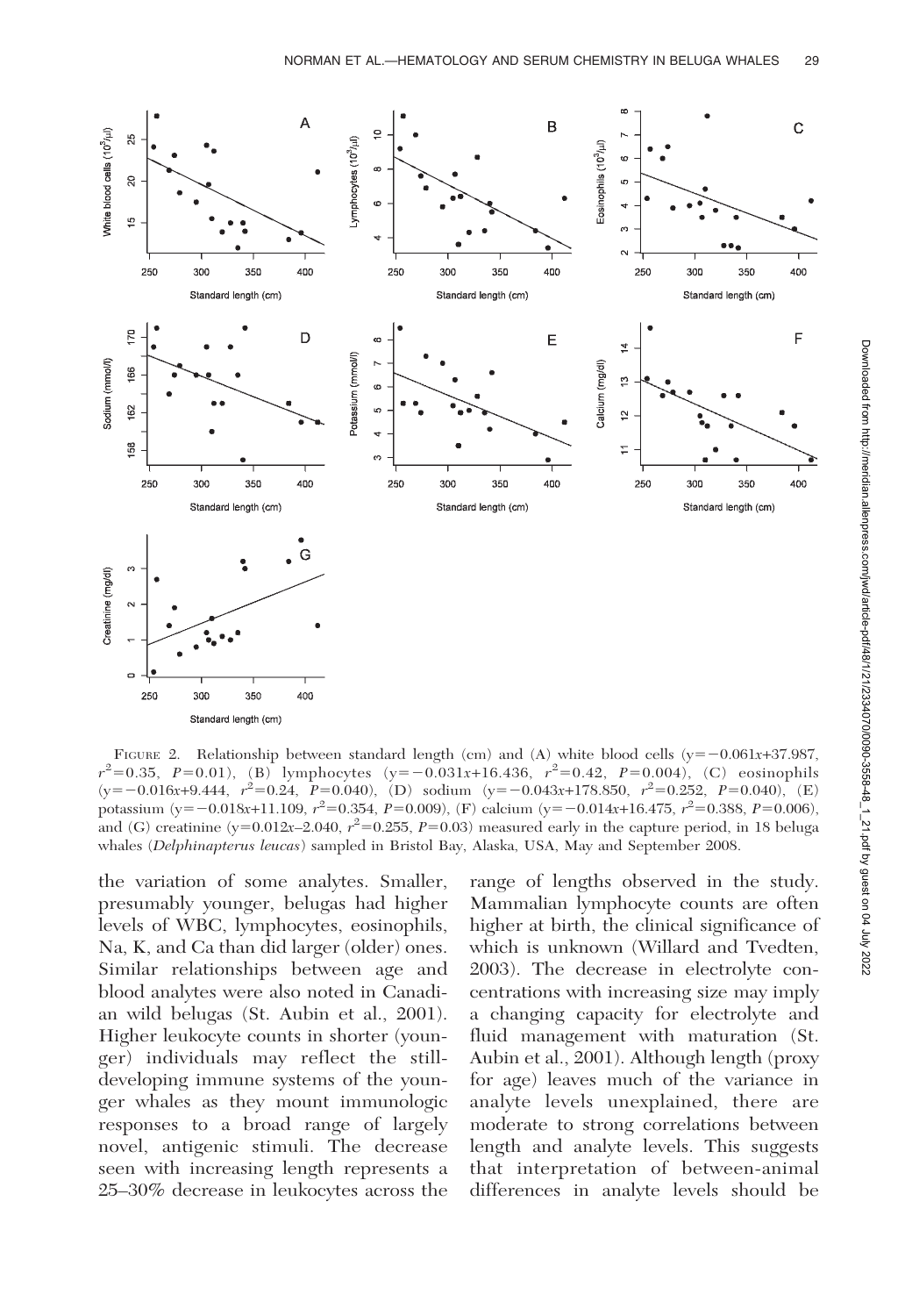FIGURE 2. Relationship between standard length (cm) and (A) white blood cells ($y=-0.061x+37.987$, $r^2=0.35$, $P=0.01$), (B) lymphocytes ($y=-0.031x+16.436$, $r^2=0.42$, $P=0.004$), (C) eosinophils ($y=-0.016x+9.444$, $r^2=0.24$, $P=0.040$), (D) sodium ($y=-0.043x+178.850$, $r^2=0.252$, $P=0.040$), (E) potassium ($y=-0.018x+11.109$, $r^2=0.354$, $P=0.009$), (F) calcium ($y=-0.014x+16.475$, $r^2=0.388$, $P=0.006$), and (G) creatinine ($y=0.012x-2.040$, $r^2=0.255$, $P=0.03$) measured early in the capture period, in 18 beluga whales (*Delphinapterus leucas*) sampled in Bristol Bay, Alaska, USA, May and September 2008.

the variation of some analytes. Smaller, presumably younger, belugas had higher levels of WBC, lymphocytes, eosinophils, Na, K, and Ca than did larger (older) ones. Similar relationships between age and blood analytes were also noted in Canadian wild belugas (St. Aubin et al., 2001). Higher leukocyte counts in shorter (younger) individuals may reflect the still-developing immune systems of the younger whales as they mount immunologic responses to a broad range of largely novel, antigenic stimuli. The decrease seen with increasing length represents a 25–30% decrease in leukocytes across the range of lengths observed in the study. Mammalian lymphocyte counts are often higher at birth, the clinical significance of which is unknown (Willard and Tvedten, 2003). The decrease in electrolyte concentrations with increasing size may imply a changing capacity for electrolyte and fluid management with maturation (St. Aubin et al., 2001). Although length (proxy for age) leaves much of the variance in analyte levels unexplained, there are moderate to strong correlations between length and analyte levels. This suggests that interpretation of between-animal differences in analyte levels should be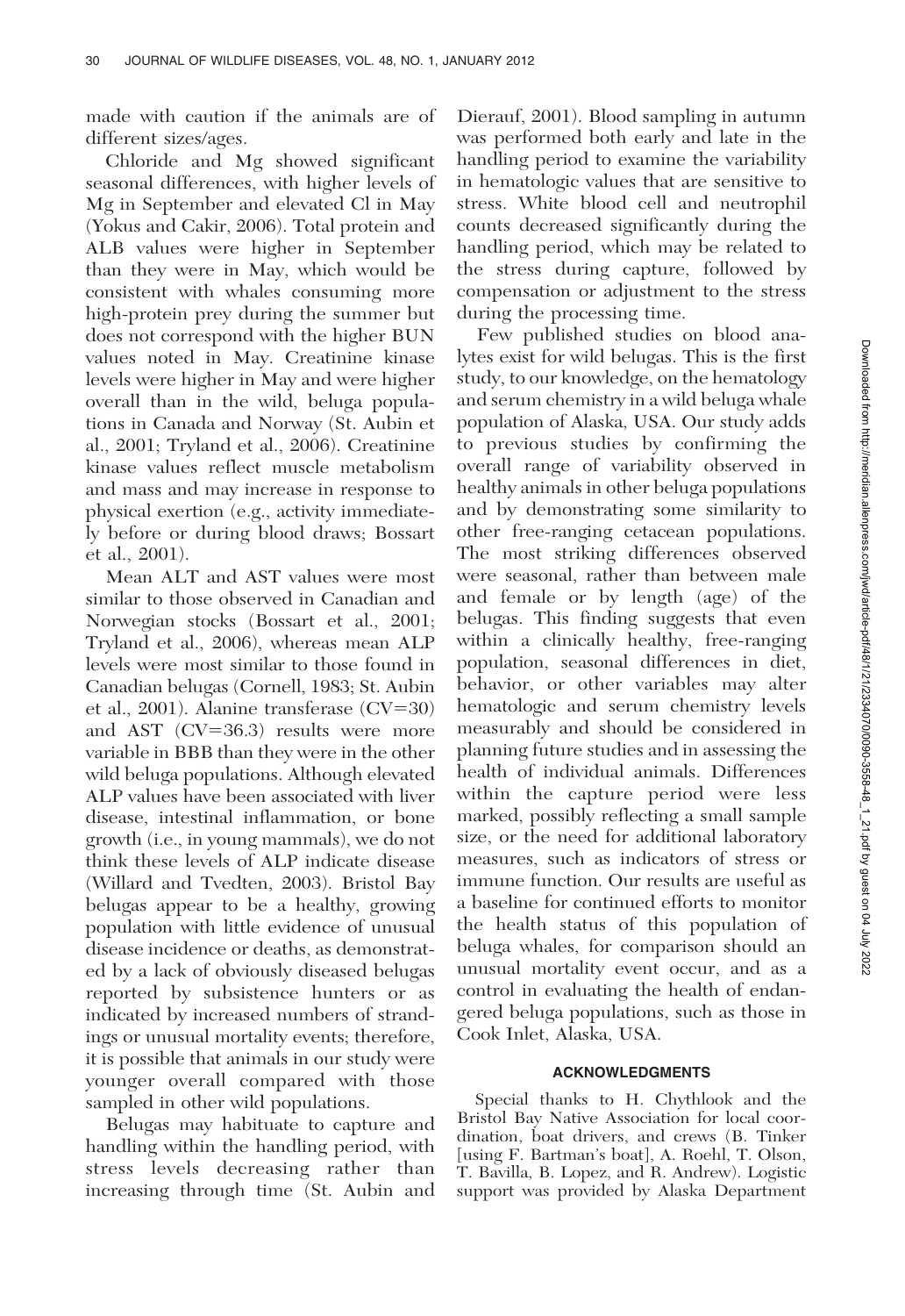made with caution if the animals are of different sizes/ages.

Chloride and Mg showed significant seasonal differences, with higher levels of Mg in September and elevated Cl in May (Yokus and Cakir, 2006). Total protein and ALB values were higher in September than they were in May, which would be consistent with whales consuming more high-protein prey during the summer but does not correspond with the higher BUN values noted in May. Creatinine kinase levels were higher in May and were higher overall than in the wild, beluga populations in Canada and Norway (St. Aubin et al., 2001; Tryland et al., 2006). Creatinine kinase values reflect muscle metabolism and mass and may increase in response to physical exertion (e.g., activity immediately before or during blood draws; Bossart et al., 2001).

Mean ALT and AST values were most similar to those observed in Canadian and Norwegian stocks (Bossart et al., 2001; Tryland et al., 2006), whereas mean ALP levels were most similar to those found in Canadian belugas (Cornell, 1983; St. Aubin et al., 2001). Alanine transferase (CV=30) and AST (CV=36.3) results were more variable in BBB than they were in the other wild beluga populations. Although elevated ALP values have been associated with liver disease, intestinal inflammation, or bone growth (i.e., in young mammals), we do not think these levels of ALP indicate disease (Willard and Tvedten, 2003). Bristol Bay belugas appear to be a healthy, growing population with little evidence of unusual disease incidence or deaths, as demonstrated by a lack of obviously diseased belugas reported by subsistence hunters or as indicated by increased numbers of strandings or unusual mortality events; therefore, it is possible that animals in our study were younger overall compared with those sampled in other wild populations.

Belugas may habituate to capture and handling within the handling period, with stress levels decreasing rather than increasing through time (St. Aubin and Dierauf, 2001). Blood sampling in autumn was performed both early and late in the handling period to examine the variability in hematologic values that are sensitive to stress. White blood cell and neutrophil counts decreased significantly during the handling period, which may be related to the stress during capture, followed by compensation or adjustment to the stress during the processing time.

Few published studies on blood analytes exist for wild belugas. This is the first study, to our knowledge, on the hematology and serum chemistry in a wild beluga whale population of Alaska, USA. Our study adds to previous studies by confirming the overall range of variability observed in healthy animals in other beluga populations and by demonstrating some similarity to other free-ranging cetacean populations. The most striking differences observed were seasonal, rather than between male and female or by length (age) of the belugas. This finding suggests that even within a clinically healthy, free-ranging population, seasonal differences in diet, behavior, or other variables may alter hematologic and serum chemistry levels measurably and should be considered in planning future studies and in assessing the health of individual animals. Differences within the capture period were less marked, possibly reflecting a small sample size, or the need for additional laboratory measures, such as indicators of stress or immune function. Our results are useful as a baseline for continued efforts to monitor the health status of this population of beluga whales, for comparison should an unusual mortality event occur, and as a control in evaluating the health of endangered beluga populations, such as those in Cook Inlet, Alaska, USA.

## ACKNOWLEDGMENTS

Special thanks to H. Chythlook and the Bristol Bay Native Association for local coordination, boat drivers, and crews (B. Tinker [using F. Bartman's boat], A. Roehl, T. Olson, T. Bavilla, B. Lopez, and R. Andrew). Logistic support was provided by Alaska Department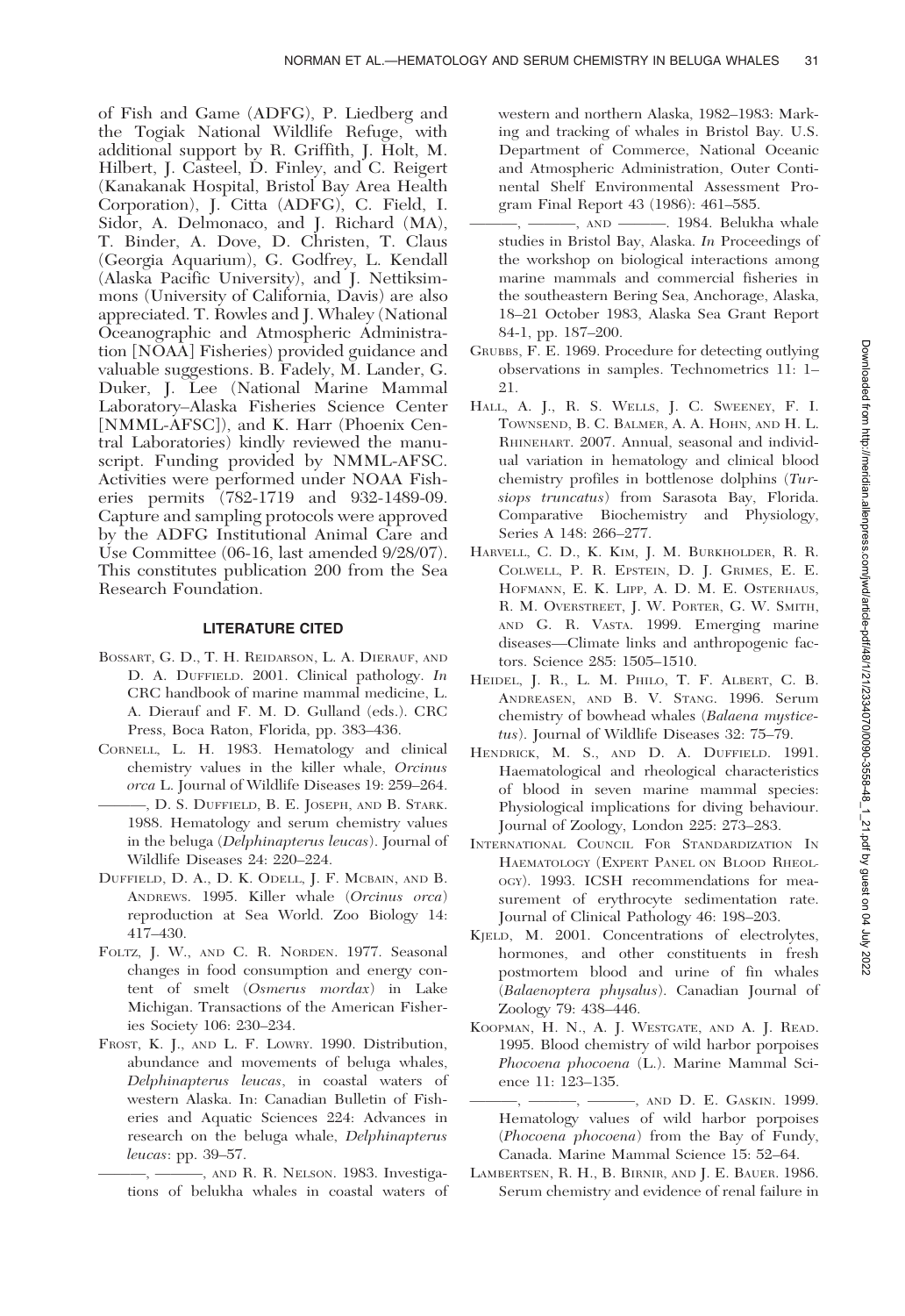of Fish and Game (ADFG), P. Liedberg and the Togiak National Wildlife Refuge, with additional support by R. Griffith, J. Holt, M. Hilbert, J. Casteel, D. Finley, and C. Reigert (Kanakanak Hospital, Bristol Bay Area Health Corporation), J. Citta (ADFG), C. Field, I. Sidor, A. Delmonaco, and J. Richard (MA), T. Binder, A. Dove, D. Christen, T. Claus (Georgia Aquarium), G. Godfrey, L. Kendall (Alaska Pacific University), and J. Nettiksimmons (University of California, Davis) are also appreciated. T. Rowles and J. Whaley (National Oceanographic and Atmospheric Administration [NOAA] Fisheries) provided guidance and valuable suggestions. B. Fadely, M. Lander, G. Duker, J. Lee (National Marine Mammal Laboratory–Alaska Fisheries Science Center [NMML-AFSC]), and K. Harr (Phoenix Central Laboratories) kindly reviewed the manuscript. Funding provided by NMML-AFSC. Activities were performed under NOAA Fisheries permits (782-1719 and 932-1489-09. Capture and sampling protocols were approved by the ADFG Institutional Animal Care and Use Committee (06-16, last amended 9/28/07). This constitutes publication 200 from the Sea Research Foundation.

## LITERATURE CITED

Bossart, G. D., T. H. Reidarson, L. A. Dierauf, and D. A. Duffield. 2001. Clinical pathology. *In* CRC handbook of marine mammal medicine, L. A. Dierauf and F. M. D. Gulland (eds.). CRC Press, Boca Raton, Florida, pp. 383–436.

Cornell, L. H. 1983. Hematology and clinical chemistry values in the killer whale, *Orcinus orca* L. Journal of Wildlife Diseases 19: 259–264.

———, D. S. Duffield, B. E. Joseph, and B. Stark. 1988. Hematology and serum chemistry values in the beluga (*Delphinapterus leucas*). Journal of Wildlife Diseases 24: 220–224.

Duffield, D. A., D. K. Odell, J. F. McBain, and B. Andrews. 1995. Killer whale (*Orcinus orca*) reproduction at Sea World. Zoo Biology 14: 417–430.

Foltz, J. W., and C. R. Norden. 1977. Seasonal changes in food consumption and energy content of smelt (*Osmerus mordax*) in Lake Michigan. Transactions of the American Fisheries Society 106: 230–234.

Frost, K. J., and L. F. Lowry. 1990. Distribution, abundance and movements of beluga whales, *Delphinapterus leucas*, in coastal waters of western Alaska. In: Canadian Bulletin of Fisheries and Aquatic Sciences 224: Advances in research on the beluga whale, *Delphinapterus leucas*: pp. 39–57.

———, ———, and R. R. Nelson. 1983. Investigations of belukha whales in coastal waters of western and northern Alaska, 1982–1983: Marking and tracking of whales in Bristol Bay. U.S. Department of Commerce, National Oceanic and Atmospheric Administration, Outer Continental Shelf Environmental Assessment Program Final Report 43 (1986): 461–585.

———, ———, and ———. 1984. Belukha whale studies in Bristol Bay, Alaska. *In* Proceedings of the workshop on biological interactions among marine mammals and commercial fisheries in the southeastern Bering Sea, Anchorage, Alaska, 18–21 October 1983, Alaska Sea Grant Report 84-1, pp. 187–200.

Grubbs, F. E. 1969. Procedure for detecting outlying observations in samples. Technometrics 11: 1–21.

Hall, A. J., R. S. Wells, J. C. Sweeney, F. I. Townsend, B. C. Balmer, A. A. Hohn, and H. L. Rhinehart. 2007. Annual, seasonal and individual variation in hematology and clinical blood chemistry profiles in bottlenose dolphins (*Tursiops truncatus*) from Sarasota Bay, Florida. Comparative Biochemistry and Physiology, Series A 148: 266–277.

Harvell, C. D., K. Kim, J. M. Burkholder, R. R. Colwell, P. R. Epstein, D. J. Grimes, E. E. Hofmann, E. K. Lipp, A. D. M. E. Osterhaus, R. M. Overstreet, J. W. Porter, G. W. Smith, and G. R. Vasta. 1999. Emerging marine diseases—Climate links and anthropogenic factors. Science 285: 1505–1510.

Heidel, J. R., L. M. Philo, T. F. Albert, C. B. Andreasen, and B. V. Stang. 1996. Serum chemistry of bowhead whales (*Balaena mysticetus*). Journal of Wildlife Diseases 32: 75–79.

Hendrick, M. S., and D. A. Duffield. 1991. Haematological and rheological characteristics of blood in seven marine mammal species: Physiological implications for diving behaviour. Journal of Zoology, London 225: 273–283.

International Council For Standardization In Haematology (Expert Panel on Blood Rheology). 1993. ICSH recommendations for measurement of erythrocyte sedimentation rate. Journal of Clinical Pathology 46: 198–203.

Kjeld, M. 2001. Concentrations of electrolytes, hormones, and other constituents in fresh postmortem blood and urine of fin whales (*Balaenoptera physalus*). Canadian Journal of Zoology 79: 438–446.

Koopman, H. N., A. J. Westgate, and A. J. Read. 1995. Blood chemistry of wild harbor porpoises *Phocoena phocoena* (L.). Marine Mammal Science 11: 123–135.

———, ———, ———, and D. E. Gaskin. 1999. Hematology values of wild harbor porpoises (*Phocoena phocoena*) from the Bay of Fundy, Canada. Marine Mammal Science 15: 52–64.

Lambertsen, R. H., B. Birnir, and J. E. Bauer. 1986. Serum chemistry and evidence of renal failure in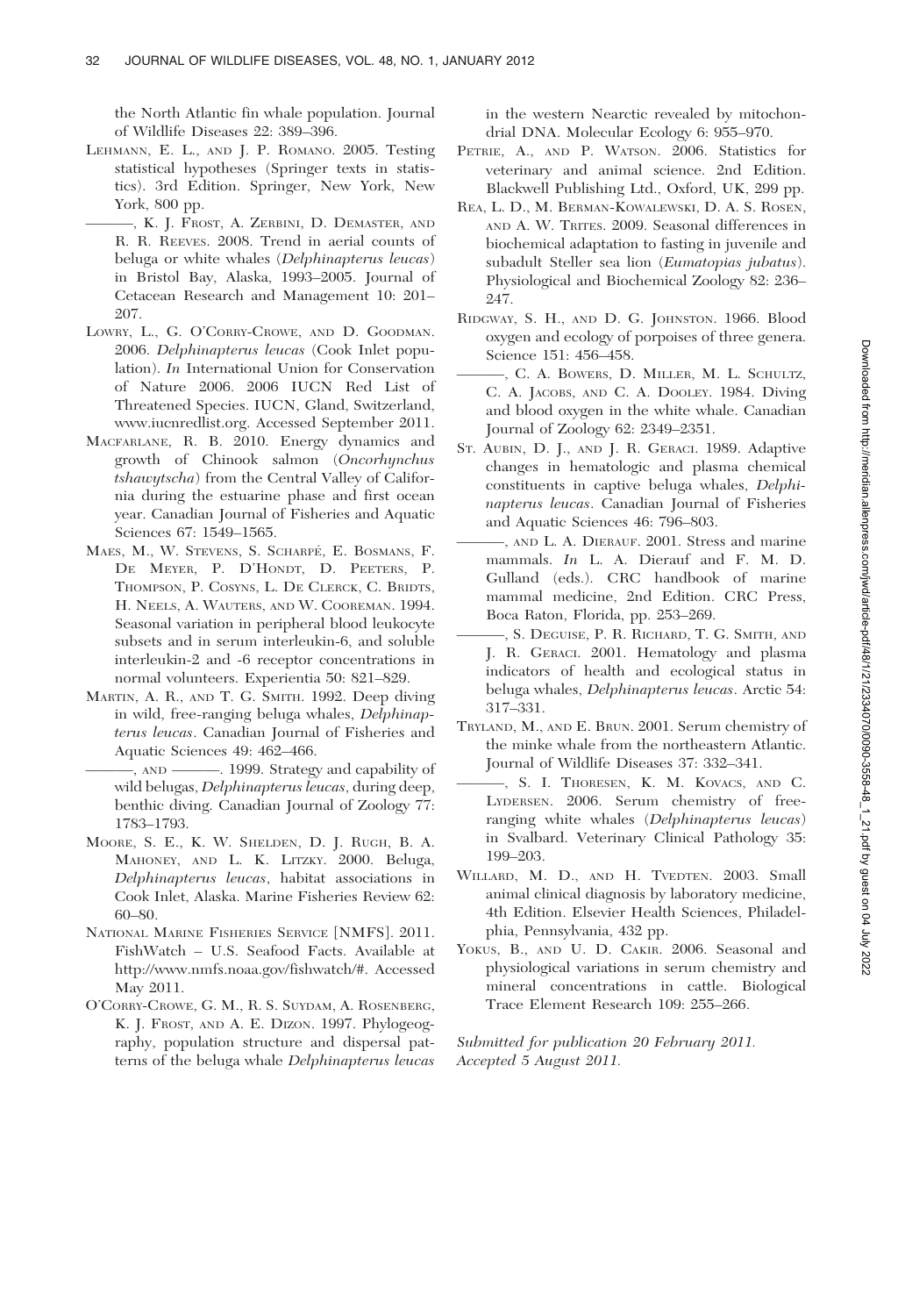the North Atlantic fin whale population. Journal of Wildlife Diseases 22: 389–396.

Lehmann, E. L., and J. P. Romano. 2005. Testing statistical hypotheses (Springer texts in statistics). 3rd Edition. Springer, New York, New York, 800 pp.

———, K. J. Frost, A. Zerbini, D. Demaster, and R. R. Reeves. 2008. Trend in aerial counts of beluga or white whales (*Delphinapterus leucas*) in Bristol Bay, Alaska, 1993–2005. Journal of Cetacean Research and Management 10: 201–207.

Lowry, L., G. O'Corry-Crowe, and D. Goodman. 2006. *Delphinapterus leucas* (Cook Inlet population). *In* International Union for Conservation of Nature 2006. 2006 IUCN Red List of Threatened Species. IUCN, Gland, Switzerland, www.iucnredlist.org. Accessed September 2011.

Macfarlane, R. B. 2010. Energy dynamics and growth of Chinook salmon (*Oncorhynchus tshawytscha*) from the Central Valley of California during the estuarine phase and first ocean year. Canadian Journal of Fisheries and Aquatic Sciences 67: 1549–1565.

Maes, M., W. Stevens, S. Scharpé, E. Bosmans, F. De Meyer, P. D'Hondt, D. Peeters, P. Thompson, P. Cosyns, L. De Clerck, C. Bridts, H. Neels, A. Wauters, and W. Cooreman. 1994. Seasonal variation in peripheral blood leukocyte subsets and in serum interleukin-6, and soluble interleukin-2 and -6 receptor concentrations in normal volunteers. Experientia 50: 821–829.

Martin, A. R., and T. G. Smith. 1992. Deep diving in wild, free-ranging beluga whales, *Delphinapterus leucas*. Canadian Journal of Fisheries and Aquatic Sciences 49: 462–466.

———, and ———. 1999. Strategy and capability of wild belugas, *Delphinapterus leucas*, during deep, benthic diving. Canadian Journal of Zoology 77: 1783–1793.

Moore, S. E., K. W. Shelden, D. J. Rugh, B. A. Mahoney, and L. K. Litzky. 2000. Beluga, *Delphinapterus leucas*, habitat associations in Cook Inlet, Alaska. Marine Fisheries Review 62: 60–80.

National Marine Fisheries Service [NMFS]. 2011. FishWatch – U.S. Seafood Facts. Available at http://www.nmfs.noaa.gov/fishwatch/#. Accessed May 2011.

O'Corry-Crowe, G. M., R. S. Suydam, A. Rosenberg, K. J. Frost, and A. E. Dizon. 1997. Phylogeography, population structure and dispersal patterns of the beluga whale *Delphinapterus leucas* in the western Nearctic revealed by mitochondrial DNA. Molecular Ecology 6: 955–970.

Petrie, A., and P. Watson. 2006. Statistics for veterinary and animal science. 2nd Edition. Blackwell Publishing Ltd., Oxford, UK, 299 pp.

Rea, L. D., M. Berman-Kowalewski, D. A. S. Rosen, and A. W. Trites. 2009. Seasonal differences in biochemical adaptation to fasting in juvenile and subadult Steller sea lion (*Eumatopias jubatus*). Physiological and Biochemical Zoology 82: 236–247.

Ridgway, S. H., and D. G. Johnston. 1966. Blood oxygen and ecology of porpoises of three genera. Science 151: 456–458.

———, C. A. Bowers, D. Miller, M. L. Schultz, C. A. Jacobs, and C. A. Dooley. 1984. Diving and blood oxygen in the white whale. Canadian Journal of Zoology 62: 2349–2351.

St. Aubin, D. J., and J. R. Geraci. 1989. Adaptive changes in hematologic and plasma chemical constituents in captive beluga whales, *Delphinapterus leucas*. Canadian Journal of Fisheries and Aquatic Sciences 46: 796–803.

———, and L. A. Dierauf. 2001. Stress and marine mammals. *In* L. A. Dierauf and F. M. D. Gulland (eds.). CRC handbook of marine mammal medicine, 2nd Edition. CRC Press, Boca Raton, Florida, pp. 253–269.

———, S. Deguise, P. R. Richard, T. G. Smith, and J. R. Geraci. 2001. Hematology and plasma indicators of health and ecological status in beluga whales, *Delphinapterus leucas*. Arctic 54: 317–331.

Tryland, M., and E. Brun. 2001. Serum chemistry of the minke whale from the northeastern Atlantic. Journal of Wildlife Diseases 37: 332–341.

———, S. I. Thoresen, K. M. Kovacs, and C. Lydersen. 2006. Serum chemistry of free-ranging white whales (*Delphinapterus leucas*) in Svalbard. Veterinary Clinical Pathology 35: 199–203.

Willard, M. D., and H. Tvedten. 2003. Small animal clinical diagnosis by laboratory medicine, 4th Edition. Elsevier Health Sciences, Philadelphia, Pennsylvania, 432 pp.

Yokus, B., and U. D. Cakir. 2006. Seasonal and physiological variations in serum chemistry and mineral concentrations in cattle. Biological Trace Element Research 109: 255–266.

*Submitted for publication 20 February 2011.*
*Accepted 5 August 2011.*